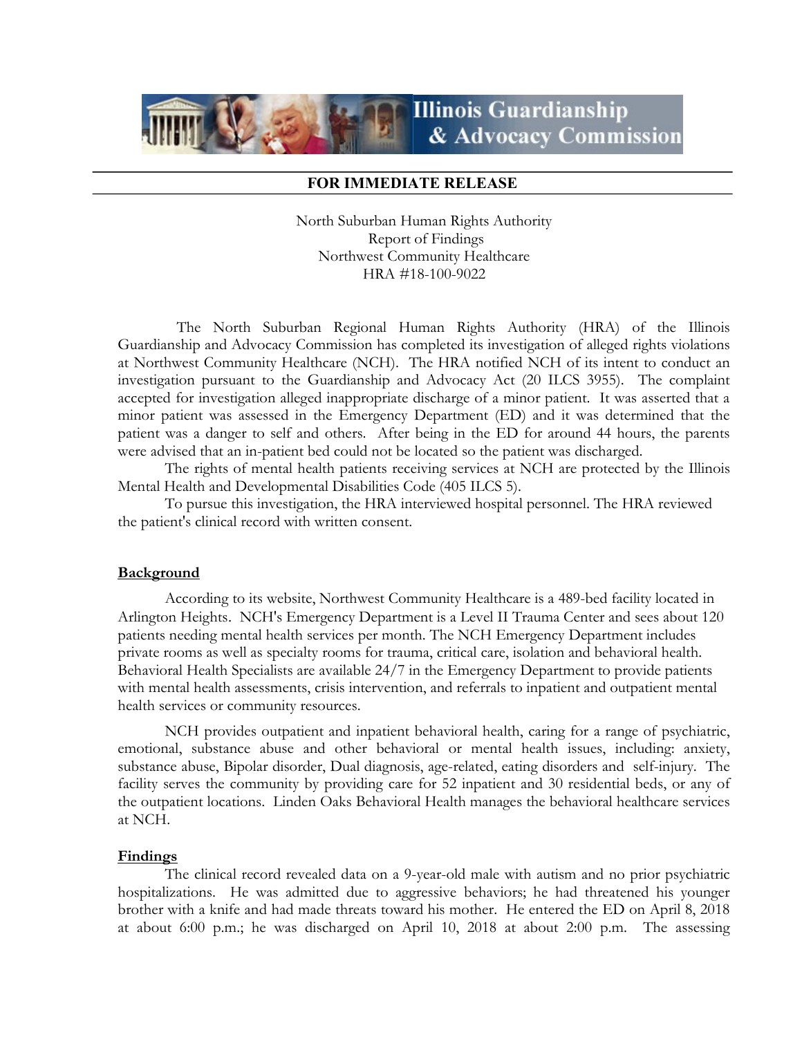Illinois Guardianship & Advocacy Commission

**FOR IMMEDIATE RELEASE**

North Suburban Human Rights Authority
Report of Findings
Northwest Community Healthcare
HRA #18-100-9022

The North Suburban Regional Human Rights Authority (HRA) of the Illinois Guardianship and Advocacy Commission has completed its investigation of alleged rights violations at Northwest Community Healthcare (NCH). The HRA notified NCH of its intent to conduct an investigation pursuant to the Guardianship and Advocacy Act (20 ILCS 3955). The complaint accepted for investigation alleged inappropriate discharge of a minor patient. It was asserted that a minor patient was assessed in the Emergency Department (ED) and it was determined that the patient was a danger to self and others. After being in the ED for around 44 hours, the parents were advised that an in-patient bed could not be located so the patient was discharged.

The rights of mental health patients receiving services at NCH are protected by the Illinois Mental Health and Developmental Disabilities Code (405 ILCS 5).

To pursue this investigation, the HRA interviewed hospital personnel. The HRA reviewed the patient's clinical record with written consent.

## Background

According to its website, Northwest Community Healthcare is a 489-bed facility located in Arlington Heights. NCH's Emergency Department is a Level II Trauma Center and sees about 120 patients needing mental health services per month. The NCH Emergency Department includes private rooms as well as specialty rooms for trauma, critical care, isolation and behavioral health. Behavioral Health Specialists are available 24/7 in the Emergency Department to provide patients with mental health assessments, crisis intervention, and referrals to inpatient and outpatient mental health services or community resources.

NCH provides outpatient and inpatient behavioral health, caring for a range of psychiatric, emotional, substance abuse and other behavioral or mental health issues, including: anxiety, substance abuse, Bipolar disorder, Dual diagnosis, age-related, eating disorders and self-injury. The facility serves the community by providing care for 52 inpatient and 30 residential beds, or any of the outpatient locations. Linden Oaks Behavioral Health manages the behavioral healthcare services at NCH.

## Findings

The clinical record revealed data on a 9-year-old male with autism and no prior psychiatric hospitalizations. He was admitted due to aggressive behaviors; he had threatened his younger brother with a knife and had made threats toward his mother. He entered the ED on April 8, 2018 at about 6:00 p.m.; he was discharged on April 10, 2018 at about 2:00 p.m. The assessing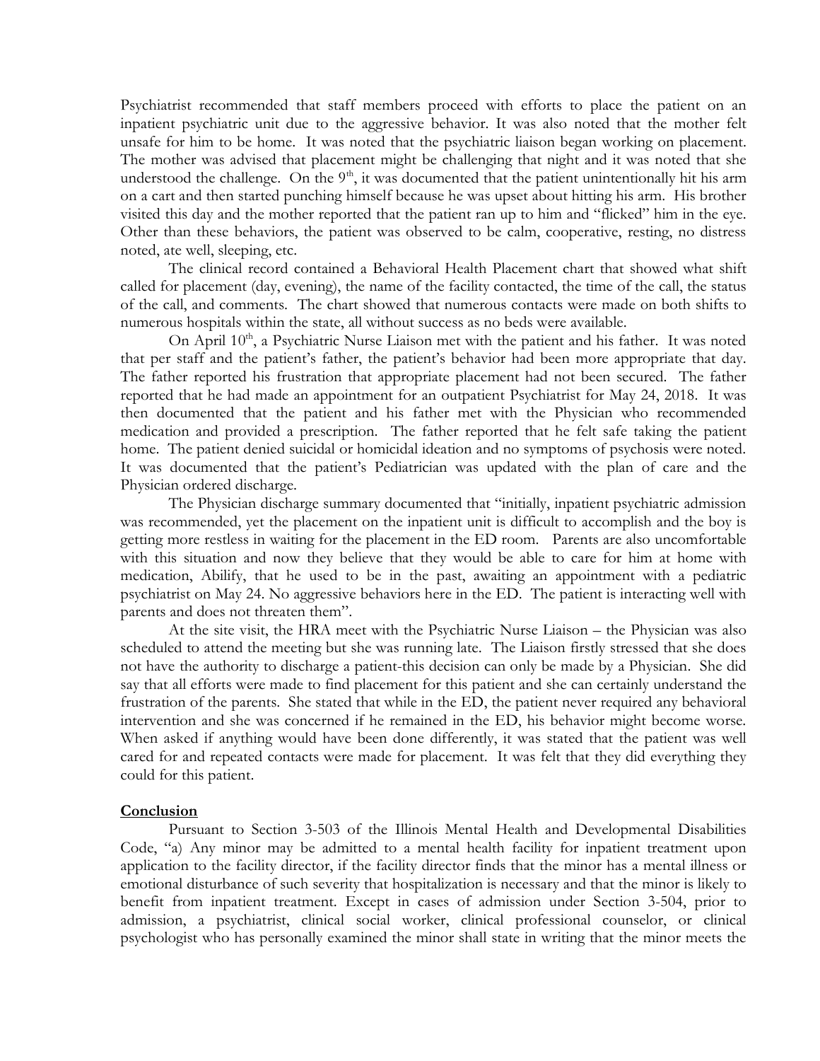Psychiatrist recommended that staff members proceed with efforts to place the patient on an inpatient psychiatric unit due to the aggressive behavior. It was also noted that the mother felt unsafe for him to be home. It was noted that the psychiatric liaison began working on placement. The mother was advised that placement might be challenging that night and it was noted that she understood the challenge. On the 9th, it was documented that the patient unintentionally hit his arm on a cart and then started punching himself because he was upset about hitting his arm. His brother visited this day and the mother reported that the patient ran up to him and "flicked" him in the eye. Other than these behaviors, the patient was observed to be calm, cooperative, resting, no distress noted, ate well, sleeping, etc.

The clinical record contained a Behavioral Health Placement chart that showed what shift called for placement (day, evening), the name of the facility contacted, the time of the call, the status of the call, and comments. The chart showed that numerous contacts were made on both shifts to numerous hospitals within the state, all without success as no beds were available.

On April 10th, a Psychiatric Nurse Liaison met with the patient and his father. It was noted that per staff and the patient's father, the patient's behavior had been more appropriate that day. The father reported his frustration that appropriate placement had not been secured. The father reported that he had made an appointment for an outpatient Psychiatrist for May 24, 2018. It was then documented that the patient and his father met with the Physician who recommended medication and provided a prescription. The father reported that he felt safe taking the patient home. The patient denied suicidal or homicidal ideation and no symptoms of psychosis were noted. It was documented that the patient's Pediatrician was updated with the plan of care and the Physician ordered discharge.

The Physician discharge summary documented that "initially, inpatient psychiatric admission was recommended, yet the placement on the inpatient unit is difficult to accomplish and the boy is getting more restless in waiting for the placement in the ED room. Parents are also uncomfortable with this situation and now they believe that they would be able to care for him at home with medication, Abilify, that he used to be in the past, awaiting an appointment with a pediatric psychiatrist on May 24. No aggressive behaviors here in the ED. The patient is interacting well with parents and does not threaten them".

At the site visit, the HRA meet with the Psychiatric Nurse Liaison – the Physician was also scheduled to attend the meeting but she was running late. The Liaison firstly stressed that she does not have the authority to discharge a patient-this decision can only be made by a Physician. She did say that all efforts were made to find placement for this patient and she can certainly understand the frustration of the parents. She stated that while in the ED, the patient never required any behavioral intervention and she was concerned if he remained in the ED, his behavior might become worse. When asked if anything would have been done differently, it was stated that the patient was well cared for and repeated contacts were made for placement. It was felt that they did everything they could for this patient.

**Conclusion**

Pursuant to Section 3-503 of the Illinois Mental Health and Developmental Disabilities Code, "a) Any minor may be admitted to a mental health facility for inpatient treatment upon application to the facility director, if the facility director finds that the minor has a mental illness or emotional disturbance of such severity that hospitalization is necessary and that the minor is likely to benefit from inpatient treatment. Except in cases of admission under Section 3-504, prior to admission, a psychiatrist, clinical social worker, clinical professional counselor, or clinical psychologist who has personally examined the minor shall state in writing that the minor meets the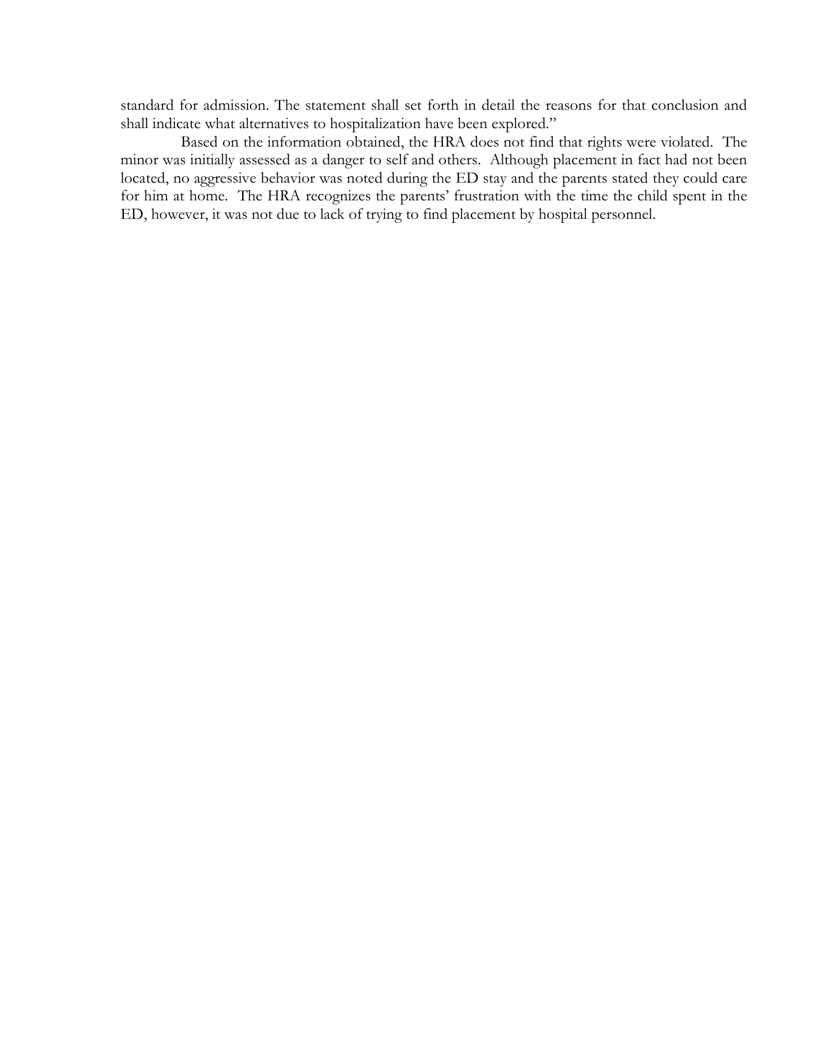standard for admission. The statement shall set forth in detail the reasons for that conclusion and shall indicate what alternatives to hospitalization have been explored."

Based on the information obtained, the HRA does not find that rights were violated. The minor was initially assessed as a danger to self and others. Although placement in fact had not been located, no aggressive behavior was noted during the ED stay and the parents stated they could care for him at home. The HRA recognizes the parents' frustration with the time the child spent in the ED, however, it was not due to lack of trying to find placement by hospital personnel.